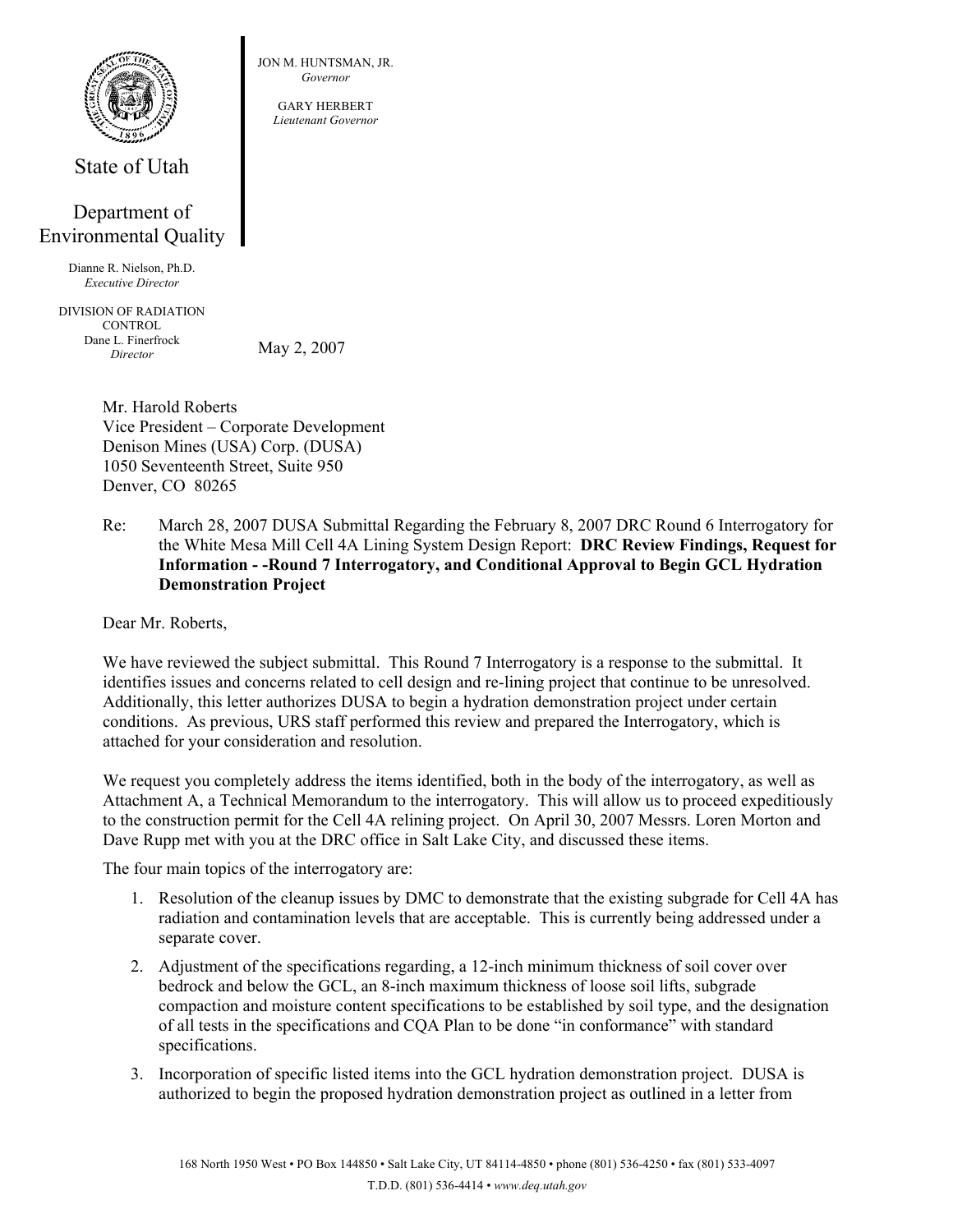State of Utah

Department of Environmental Quality

Dianne R. Nielson, Ph.D.
*Executive Director*

DIVISION OF RADIATION CONTROL
Dane L. Finerfrock
*Director*

JON M. HUNTSMAN, JR.
*Governor*

GARY HERBERT
*Lieutenant Governor*

May 2, 2007

Mr. Harold Roberts
Vice President – Corporate Development
Denison Mines (USA) Corp. (DUSA)
1050 Seventeenth Street, Suite 950
Denver, CO 80265

Re: March 28, 2007 DUSA Submittal Regarding the February 8, 2007 DRC Round 6 Interrogatory for the White Mesa Mill Cell 4A Lining System Design Report: **DRC Review Findings, Request for Information - -Round 7 Interrogatory, and Conditional Approval to Begin GCL Hydration Demonstration Project**

Dear Mr. Roberts,

We have reviewed the subject submittal. This Round 7 Interrogatory is a response to the submittal. It identifies issues and concerns related to cell design and re-lining project that continue to be unresolved. Additionally, this letter authorizes DUSA to begin a hydration demonstration project under certain conditions. As previous, URS staff performed this review and prepared the Interrogatory, which is attached for your consideration and resolution.

We request you completely address the items identified, both in the body of the interrogatory, as well as Attachment A, a Technical Memorandum to the interrogatory. This will allow us to proceed expeditiously to the construction permit for the Cell 4A relining project. On April 30, 2007 Messrs. Loren Morton and Dave Rupp met with you at the DRC office in Salt Lake City, and discussed these items.

The four main topics of the interrogatory are:

1. Resolution of the cleanup issues by DMC to demonstrate that the existing subgrade for Cell 4A has radiation and contamination levels that are acceptable. This is currently being addressed under a separate cover.
2. Adjustment of the specifications regarding, a 12-inch minimum thickness of soil cover over bedrock and below the GCL, an 8-inch maximum thickness of loose soil lifts, subgrade compaction and moisture content specifications to be established by soil type, and the designation of all tests in the specifications and CQA Plan to be done "in conformance" with standard specifications.
3. Incorporation of specific listed items into the GCL hydration demonstration project. DUSA is authorized to begin the proposed hydration demonstration project as outlined in a letter from

168 North 1950 West • PO Box 144850 • Salt Lake City, UT 84114-4850 • phone (801) 536-4250 • fax (801) 533-4097
T.D.D. (801) 536-4414 • *www.deq.utah.gov*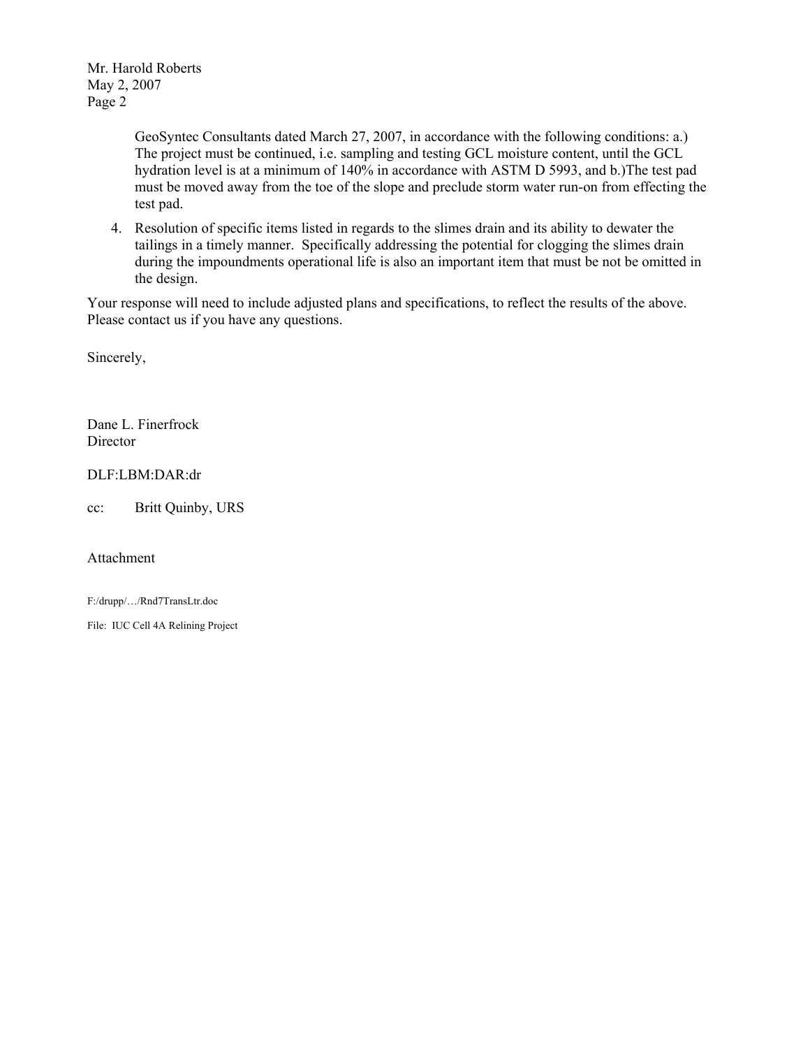Mr. Harold Roberts
May 2, 2007
Page 2

GeoSyntec Consultants dated March 27, 2007, in accordance with the following conditions: a.) The project must be continued, i.e. sampling and testing GCL moisture content, until the GCL hydration level is at a minimum of 140% in accordance with ASTM D 5993, and b.)The test pad must be moved away from the toe of the slope and preclude storm water run-on from effecting the test pad.

4. Resolution of specific items listed in regards to the slimes drain and its ability to dewater the tailings in a timely manner. Specifically addressing the potential for clogging the slimes drain during the impoundments operational life is also an important item that must be not be omitted in the design.

Your response will need to include adjusted plans and specifications, to reflect the results of the above. Please contact us if you have any questions.

Sincerely,

Dane L. Finerfrock
Director

DLF:LBM:DAR:dr

cc: Britt Quinby, URS

Attachment

F:/drupp/…/Rnd7TransLtr.doc

File: IUC Cell 4A Relining Project